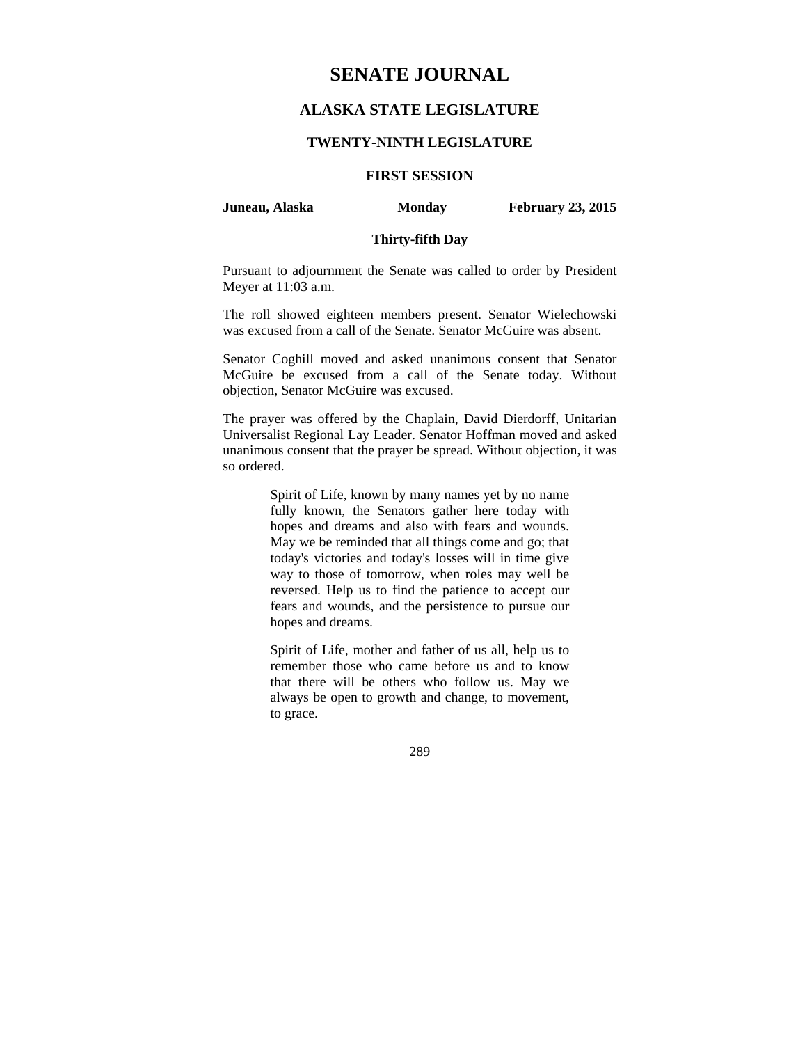# SENATE JOURNAL

## ALASKA STATE LEGISLATURE

### TWENTY-NINTH LEGISLATURE

### FIRST SESSION

**Juneau, Alaska** **Monday** **February 23, 2015**

### Thirty-fifth Day

Pursuant to adjournment the Senate was called to order by President Meyer at 11:03 a.m.

The roll showed eighteen members present. Senator Wielechowski was excused from a call of the Senate. Senator McGuire was absent.

Senator Coghill moved and asked unanimous consent that Senator McGuire be excused from a call of the Senate today. Without objection, Senator McGuire was excused.

The prayer was offered by the Chaplain, David Dierdorff, Unitarian Universalist Regional Lay Leader. Senator Hoffman moved and asked unanimous consent that the prayer be spread. Without objection, it was so ordered.

> Spirit of Life, known by many names yet by no name fully known, the Senators gather here today with hopes and dreams and also with fears and wounds. May we be reminded that all things come and go; that today's victories and today's losses will in time give way to those of tomorrow, when roles may well be reversed. Help us to find the patience to accept our fears and wounds, and the persistence to pursue our hopes and dreams.
>
> Spirit of Life, mother and father of us all, help us to remember those who came before us and to know that there will be others who follow us. May we always be open to growth and change, to movement, to grace.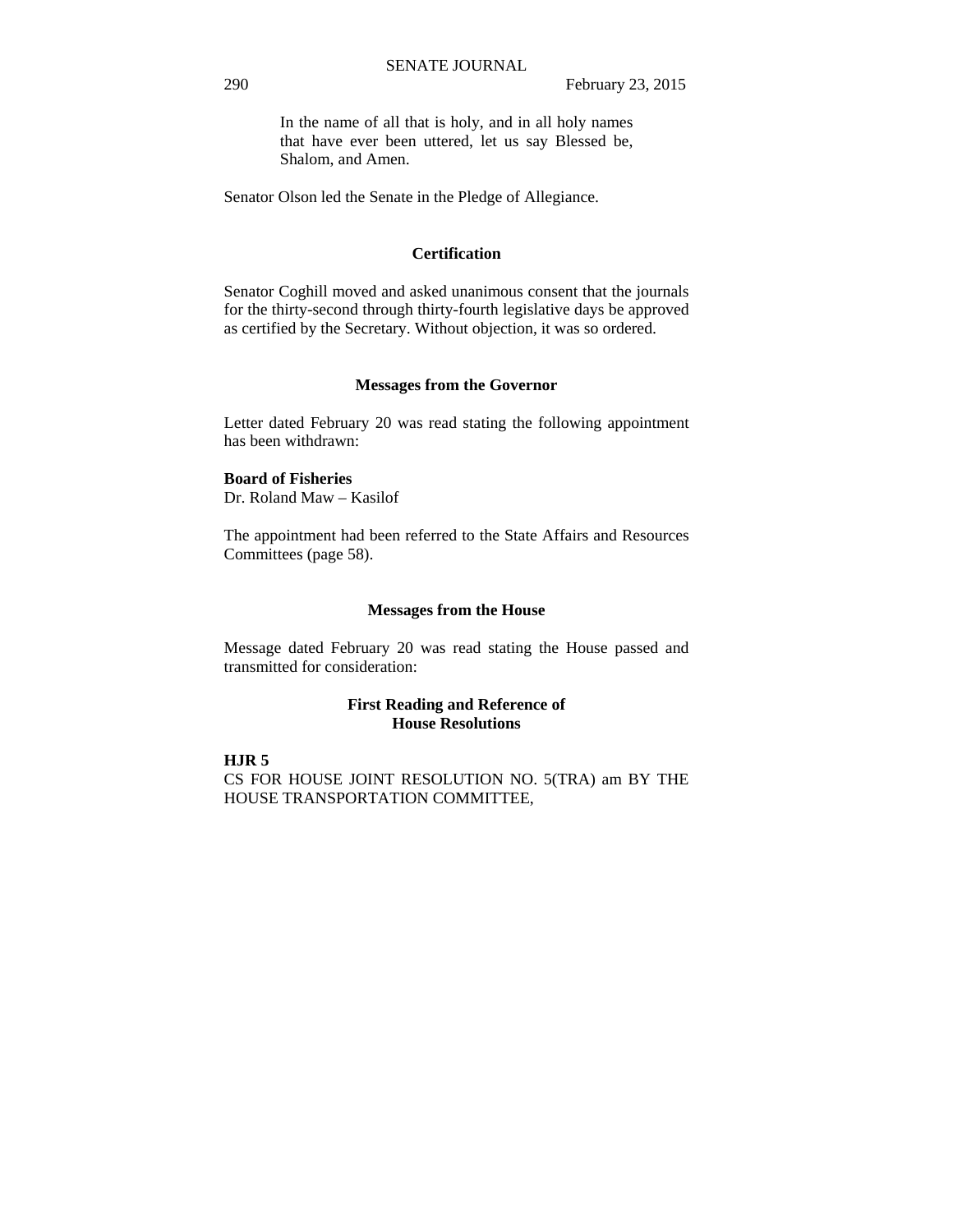In the name of all that is holy, and in all holy names that have ever been uttered, let us say Blessed be, Shalom, and Amen.

Senator Olson led the Senate in the Pledge of Allegiance.

## Certification

Senator Coghill moved and asked unanimous consent that the journals for the thirty-second through thirty-fourth legislative days be approved as certified by the Secretary. Without objection, it was so ordered.

## Messages from the Governor

Letter dated February 20 was read stating the following appointment has been withdrawn:

**Board of Fisheries**
Dr. Roland Maw – Kasilof

The appointment had been referred to the State Affairs and Resources Committees (page 58).

## Messages from the House

Message dated February 20 was read stating the House passed and transmitted for consideration:

### First Reading and Reference of House Resolutions

**HJR 5**
CS FOR HOUSE JOINT RESOLUTION NO. 5(TRA) am BY THE HOUSE TRANSPORTATION COMMITTEE,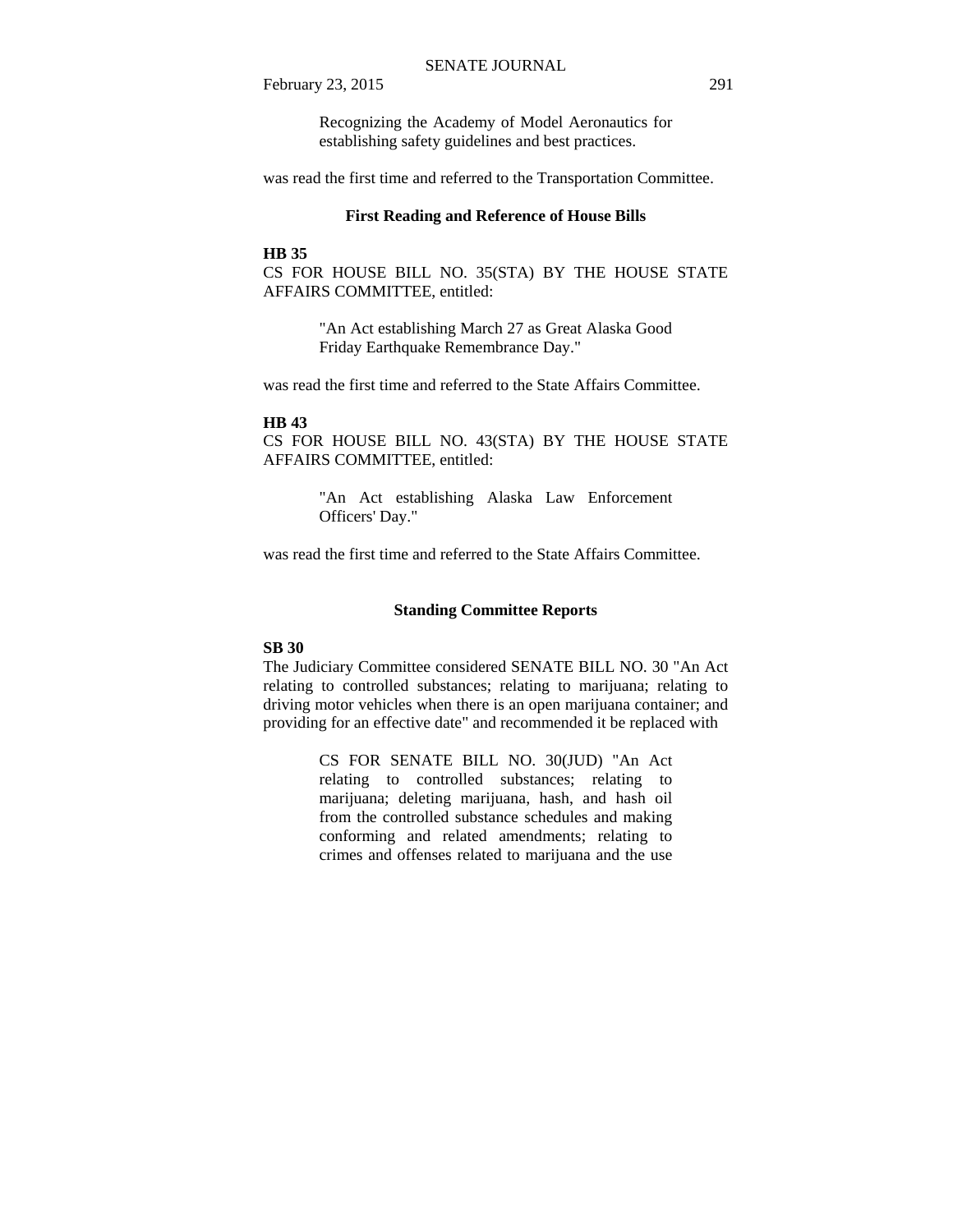Recognizing the Academy of Model Aeronautics for establishing safety guidelines and best practices.

was read the first time and referred to the Transportation Committee.

### First Reading and Reference of House Bills

**HB 35**

CS FOR HOUSE BILL NO. 35(STA) BY THE HOUSE STATE AFFAIRS COMMITTEE, entitled:

> "An Act establishing March 27 as Great Alaska Good Friday Earthquake Remembrance Day."

was read the first time and referred to the State Affairs Committee.

**HB 43**

CS FOR HOUSE BILL NO. 43(STA) BY THE HOUSE STATE AFFAIRS COMMITTEE, entitled:

> "An Act establishing Alaska Law Enforcement Officers' Day."

was read the first time and referred to the State Affairs Committee.

### Standing Committee Reports

**SB 30**

The Judiciary Committee considered SENATE BILL NO. 30 "An Act relating to controlled substances; relating to marijuana; relating to driving motor vehicles when there is an open marijuana container; and providing for an effective date" and recommended it be replaced with

> CS FOR SENATE BILL NO. 30(JUD) "An Act relating to controlled substances; relating to marijuana; deleting marijuana, hash, and hash oil from the controlled substance schedules and making conforming and related amendments; relating to crimes and offenses related to marijuana and the use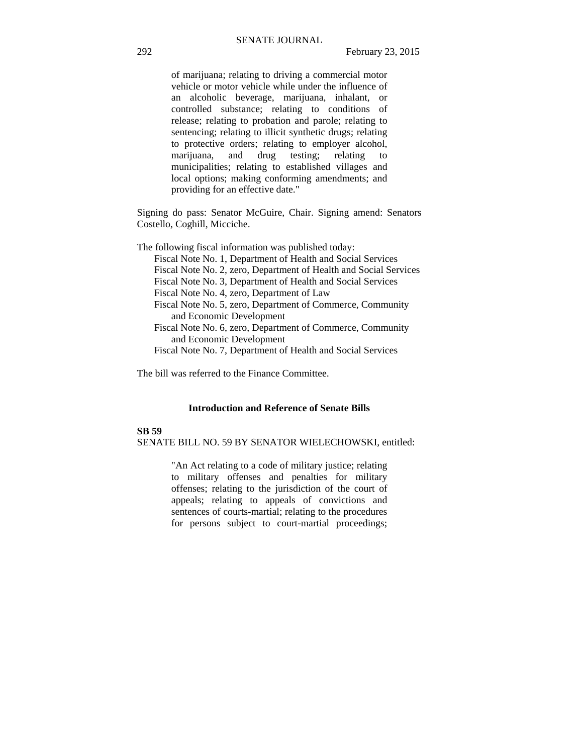> of marijuana; relating to driving a commercial motor vehicle or motor vehicle while under the influence of an alcoholic beverage, marijuana, inhalant, or controlled substance; relating to conditions of release; relating to probation and parole; relating to sentencing; relating to illicit synthetic drugs; relating to protective orders; relating to employer alcohol, marijuana, and drug testing; relating to municipalities; relating to established villages and local options; making conforming amendments; and providing for an effective date."

Signing do pass: Senator McGuire, Chair. Signing amend: Senators Costello, Coghill, Micciche.

The following fiscal information was published today:

- Fiscal Note No. 1, Department of Health and Social Services
- Fiscal Note No. 2, zero, Department of Health and Social Services
- Fiscal Note No. 3, Department of Health and Social Services
- Fiscal Note No. 4, zero, Department of Law
- Fiscal Note No. 5, zero, Department of Commerce, Community and Economic Development
- Fiscal Note No. 6, zero, Department of Commerce, Community and Economic Development
- Fiscal Note No. 7, Department of Health and Social Services

The bill was referred to the Finance Committee.

### Introduction and Reference of Senate Bills

**SB 59**

SENATE BILL NO. 59 BY SENATOR WIELECHOWSKI, entitled:

> "An Act relating to a code of military justice; relating to military offenses and penalties for military offenses; relating to the jurisdiction of the court of appeals; relating to appeals of convictions and sentences of courts-martial; relating to the procedures for persons subject to court-martial proceedings;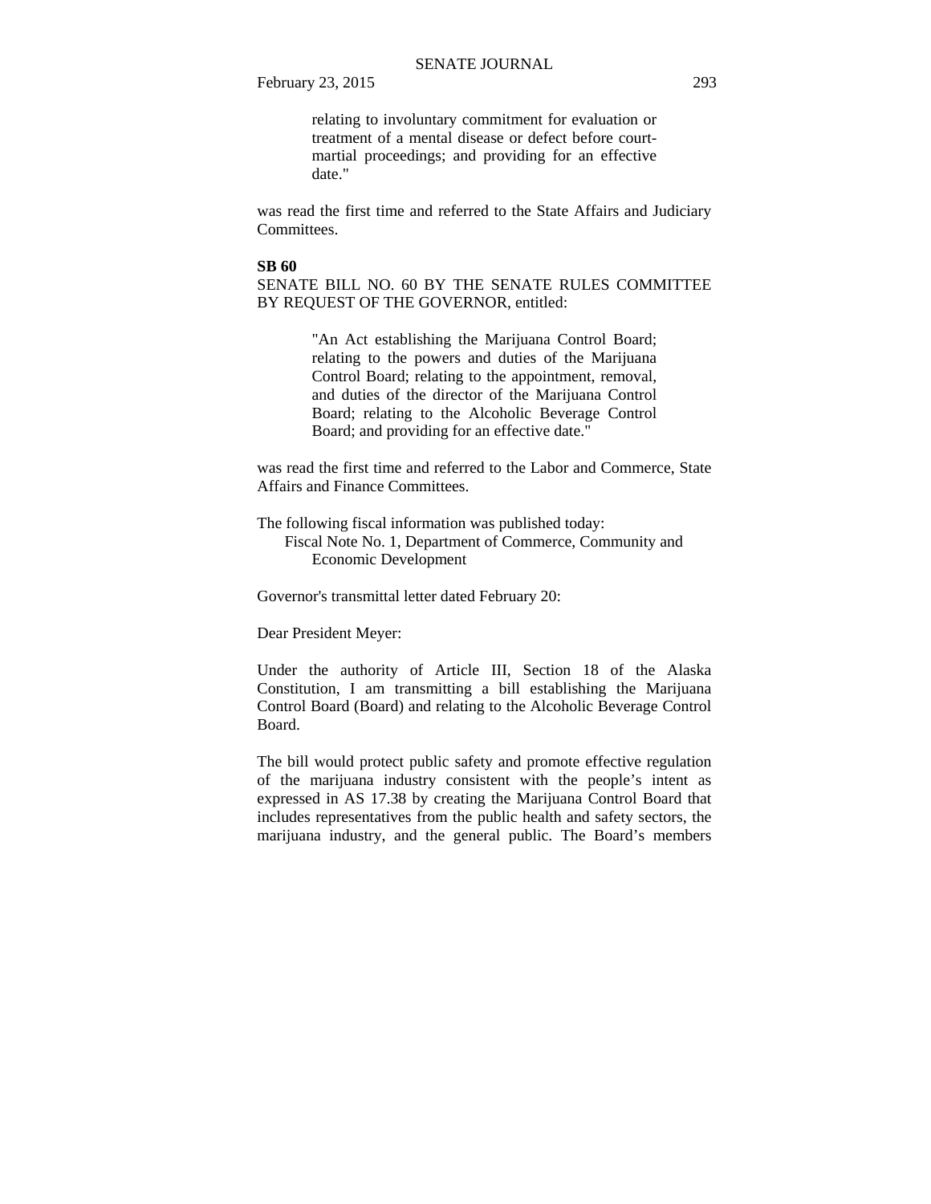relating to involuntary commitment for evaluation or treatment of a mental disease or defect before court-martial proceedings; and providing for an effective date."

was read the first time and referred to the State Affairs and Judiciary Committees.

**SB 60**

SENATE BILL NO. 60 BY THE SENATE RULES COMMITTEE BY REQUEST OF THE GOVERNOR, entitled:

> "An Act establishing the Marijuana Control Board; relating to the powers and duties of the Marijuana Control Board; relating to the appointment, removal, and duties of the director of the Marijuana Control Board; relating to the Alcoholic Beverage Control Board; and providing for an effective date."

was read the first time and referred to the Labor and Commerce, State Affairs and Finance Committees.

The following fiscal information was published today:

Fiscal Note No. 1, Department of Commerce, Community and Economic Development

Governor's transmittal letter dated February 20:

Dear President Meyer:

Under the authority of Article III, Section 18 of the Alaska Constitution, I am transmitting a bill establishing the Marijuana Control Board (Board) and relating to the Alcoholic Beverage Control Board.

The bill would protect public safety and promote effective regulation of the marijuana industry consistent with the people's intent as expressed in AS 17.38 by creating the Marijuana Control Board that includes representatives from the public health and safety sectors, the marijuana industry, and the general public. The Board's members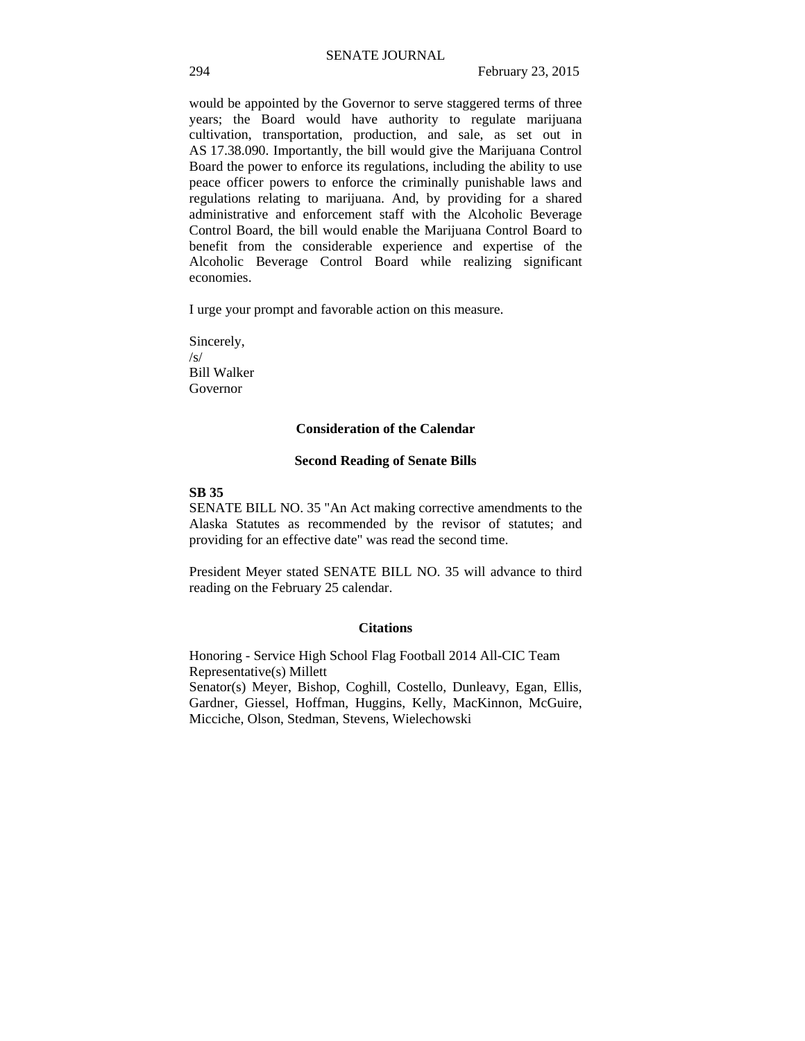would be appointed by the Governor to serve staggered terms of three years; the Board would have authority to regulate marijuana cultivation, transportation, production, and sale, as set out in AS 17.38.090. Importantly, the bill would give the Marijuana Control Board the power to enforce its regulations, including the ability to use peace officer powers to enforce the criminally punishable laws and regulations relating to marijuana. And, by providing for a shared administrative and enforcement staff with the Alcoholic Beverage Control Board, the bill would enable the Marijuana Control Board to benefit from the considerable experience and expertise of the Alcoholic Beverage Control Board while realizing significant economies.

I urge your prompt and favorable action on this measure.

Sincerely,
/s/
Bill Walker
Governor

## Consideration of the Calendar

### Second Reading of Senate Bills

**SB 35**
SENATE BILL NO. 35 "An Act making corrective amendments to the Alaska Statutes as recommended by the revisor of statutes; and providing for an effective date" was read the second time.

President Meyer stated SENATE BILL NO. 35 will advance to third reading on the February 25 calendar.

## Citations

Honoring - Service High School Flag Football 2014 All-CIC Team
Representative(s) Millett
Senator(s) Meyer, Bishop, Coghill, Costello, Dunleavy, Egan, Ellis, Gardner, Giessel, Hoffman, Huggins, Kelly, MacKinnon, McGuire, Micciche, Olson, Stedman, Stevens, Wielechowski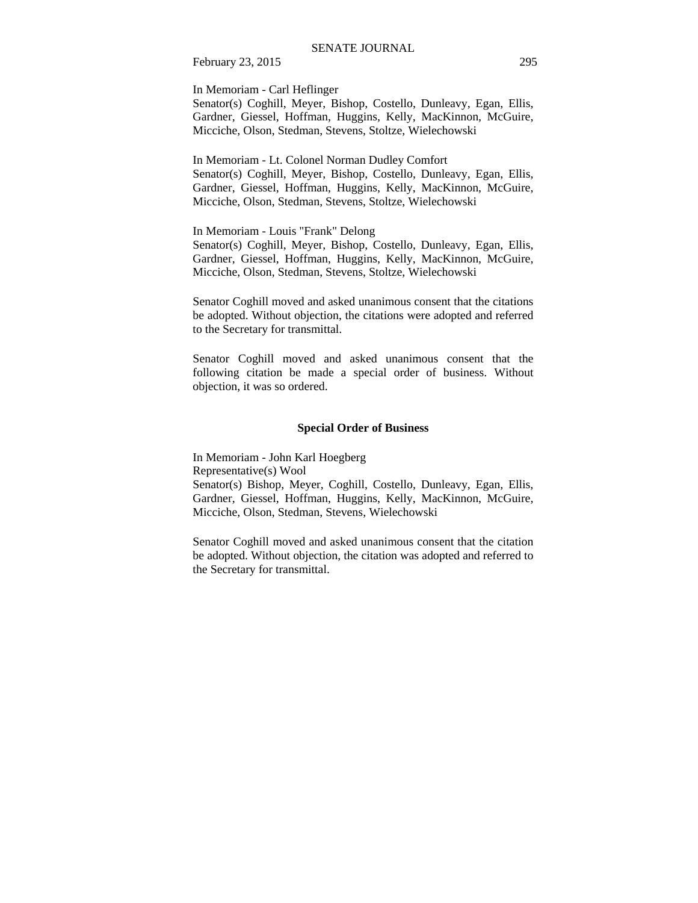In Memoriam - Carl Heflinger
Senator(s) Coghill, Meyer, Bishop, Costello, Dunleavy, Egan, Ellis, Gardner, Giessel, Hoffman, Huggins, Kelly, MacKinnon, McGuire, Micciche, Olson, Stedman, Stevens, Stoltze, Wielechowski

In Memoriam - Lt. Colonel Norman Dudley Comfort
Senator(s) Coghill, Meyer, Bishop, Costello, Dunleavy, Egan, Ellis, Gardner, Giessel, Hoffman, Huggins, Kelly, MacKinnon, McGuire, Micciche, Olson, Stedman, Stevens, Stoltze, Wielechowski

In Memoriam - Louis "Frank" Delong
Senator(s) Coghill, Meyer, Bishop, Costello, Dunleavy, Egan, Ellis, Gardner, Giessel, Hoffman, Huggins, Kelly, MacKinnon, McGuire, Micciche, Olson, Stedman, Stevens, Stoltze, Wielechowski

Senator Coghill moved and asked unanimous consent that the citations be adopted. Without objection, the citations were adopted and referred to the Secretary for transmittal.

Senator Coghill moved and asked unanimous consent that the following citation be made a special order of business. Without objection, it was so ordered.

**Special Order of Business**

In Memoriam - John Karl Hoegberg
Representative(s) Wool
Senator(s) Bishop, Meyer, Coghill, Costello, Dunleavy, Egan, Ellis, Gardner, Giessel, Hoffman, Huggins, Kelly, MacKinnon, McGuire, Micciche, Olson, Stedman, Stevens, Wielechowski

Senator Coghill moved and asked unanimous consent that the citation be adopted. Without objection, the citation was adopted and referred to the Secretary for transmittal.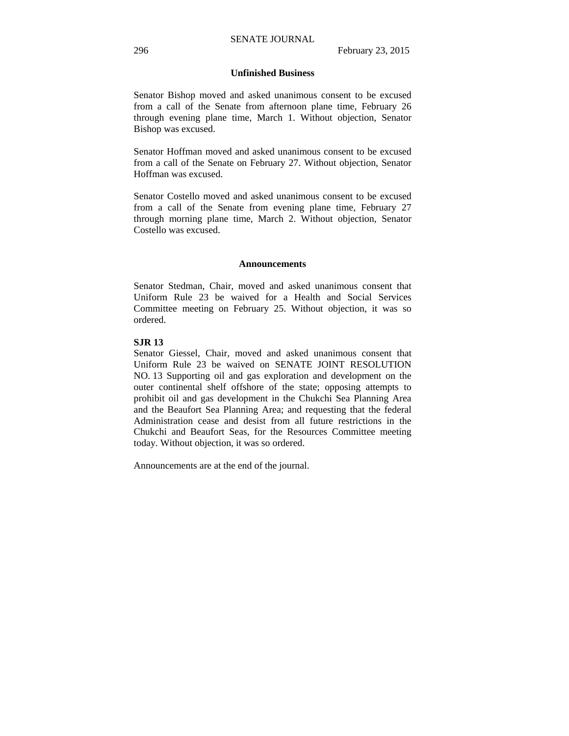## Unfinished Business

Senator Bishop moved and asked unanimous consent to be excused from a call of the Senate from afternoon plane time, February 26 through evening plane time, March 1. Without objection, Senator Bishop was excused.

Senator Hoffman moved and asked unanimous consent to be excused from a call of the Senate on February 27. Without objection, Senator Hoffman was excused.

Senator Costello moved and asked unanimous consent to be excused from a call of the Senate from evening plane time, February 27 through morning plane time, March 2. Without objection, Senator Costello was excused.

## Announcements

Senator Stedman, Chair, moved and asked unanimous consent that Uniform Rule 23 be waived for a Health and Social Services Committee meeting on February 25. Without objection, it was so ordered.

**SJR 13**

Senator Giessel, Chair, moved and asked unanimous consent that Uniform Rule 23 be waived on SENATE JOINT RESOLUTION NO. 13 Supporting oil and gas exploration and development on the outer continental shelf offshore of the state; opposing attempts to prohibit oil and gas development in the Chukchi Sea Planning Area and the Beaufort Sea Planning Area; and requesting that the federal Administration cease and desist from all future restrictions in the Chukchi and Beaufort Seas, for the Resources Committee meeting today. Without objection, it was so ordered.

Announcements are at the end of the journal.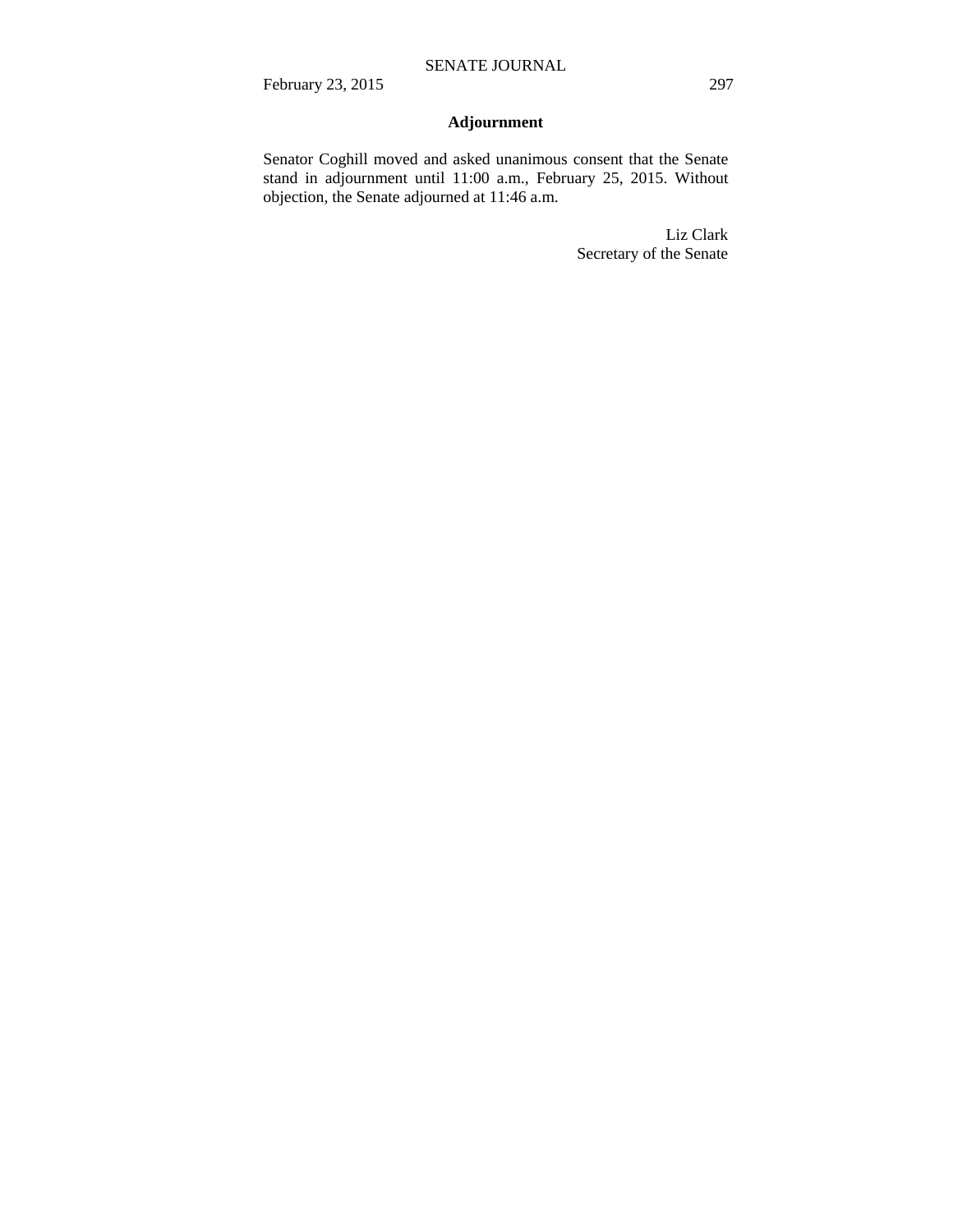## Adjournment

Senator Coghill moved and asked unanimous consent that the Senate stand in adjournment until 11:00 a.m., February 25, 2015. Without objection, the Senate adjourned at 11:46 a.m.

Liz Clark
Secretary of the Senate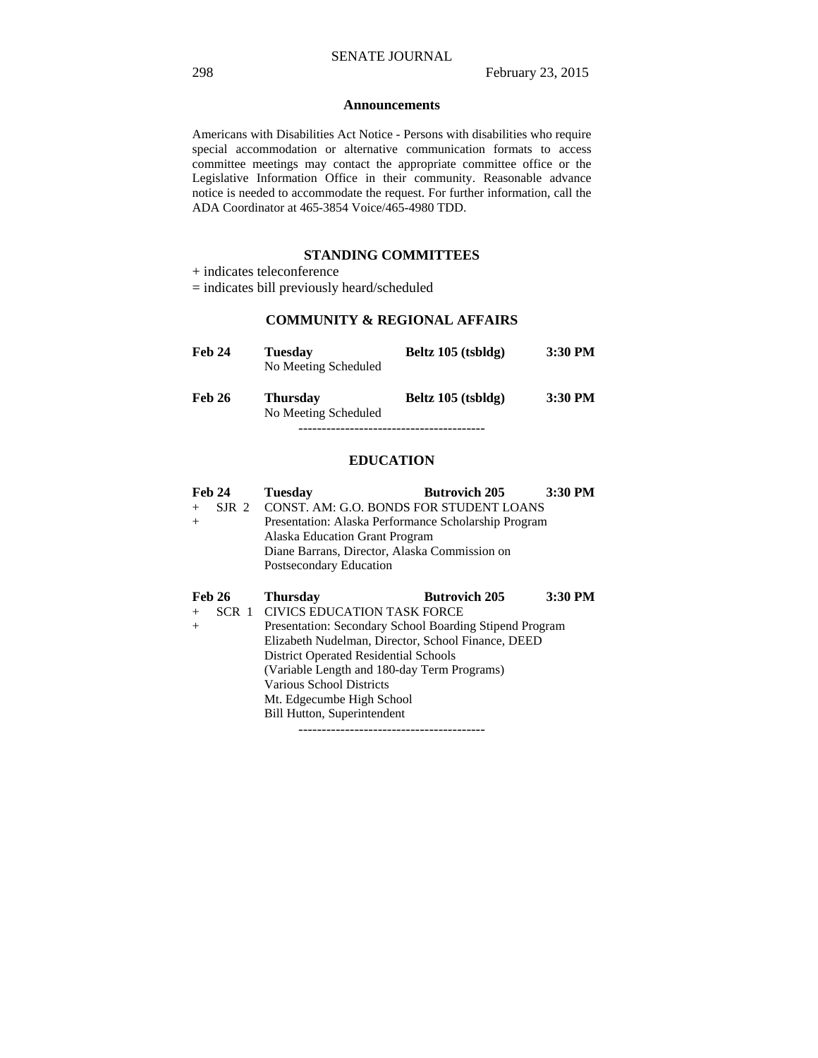## Announcements

Americans with Disabilities Act Notice - Persons with disabilities who require special accommodation or alternative communication formats to access committee meetings may contact the appropriate committee office or the Legislative Information Office in their community. Reasonable advance notice is needed to accommodate the request. For further information, call the ADA Coordinator at 465-3854 Voice/465-4980 TDD.

## STANDING COMMITTEES

+ indicates teleconference
= indicates bill previously heard/scheduled

### COMMUNITY & REGIONAL AFFAIRS

**Feb 24** **Tuesday** **Beltz 105 (tsbldg)** **3:30 PM**
No Meeting Scheduled

**Feb 26** **Thursday** **Beltz 105 (tsbldg)** **3:30 PM**
No Meeting Scheduled

----------------------------------------

### EDUCATION

**Feb 24** **Tuesday** **Butrovich 205** **3:30 PM**

+ SJR 2 CONST. AM: G.O. BONDS FOR STUDENT LOANS
+ Presentation: Alaska Performance Scholarship Program
  Alaska Education Grant Program
  Diane Barrans, Director, Alaska Commission on Postsecondary Education

**Feb 26** **Thursday** **Butrovich 205** **3:30 PM**

+ SCR 1 CIVICS EDUCATION TASK FORCE
+ Presentation: Secondary School Boarding Stipend Program
  Elizabeth Nudelman, Director, School Finance, DEED
  District Operated Residential Schools
  (Variable Length and 180-day Term Programs)
  Various School Districts
  Mt. Edgecumbe High School
  Bill Hutton, Superintendent

----------------------------------------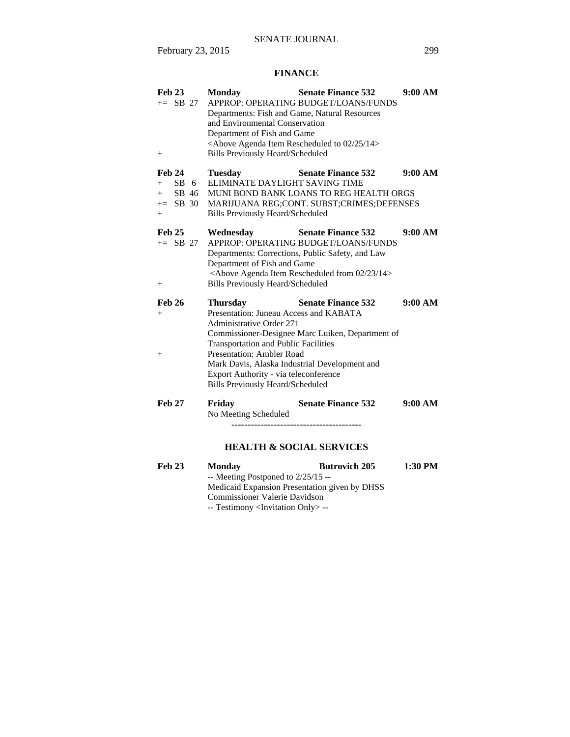## FINANCE

**Feb 23** **Monday** **Senate Finance 532** **9:00 AM**

+= SB 27 APPROP: OPERATING BUDGET/LOANS/FUNDS
Departments: Fish and Game, Natural Resources and Environmental Conservation
Department of Fish and Game
<Above Agenda Item Rescheduled to 02/25/14>

\+ Bills Previously Heard/Scheduled

**Feb 24** **Tuesday** **Senate Finance 532** **9:00 AM**

\+ SB 6 ELIMINATE DAYLIGHT SAVING TIME

\+ SB 46 MUNI BOND BANK LOANS TO REG HEALTH ORGS

+= SB 30 MARIJUANA REG;CONT. SUBST;CRIMES;DEFENSES

\+ Bills Previously Heard/Scheduled

**Feb 25** **Wednesday** **Senate Finance 532** **9:00 AM**

+= SB 27 APPROP: OPERATING BUDGET/LOANS/FUNDS
Departments: Corrections, Public Safety, and Law
Department of Fish and Game
<Above Agenda Item Rescheduled from 02/23/14>

\+ Bills Previously Heard/Scheduled

**Feb 26** **Thursday** **Senate Finance 532** **9:00 AM**

\+ Presentation: Juneau Access and KABATA
Administrative Order 271
Commissioner-Designee Marc Luiken, Department of Transportation and Public Facilities

\+ Presentation: Ambler Road
Mark Davis, Alaska Industrial Development and Export Authority - via teleconference
Bills Previously Heard/Scheduled

**Feb 27** **Friday** **Senate Finance 532** **9:00 AM**

No Meeting Scheduled

----------------------------------------

## HEALTH & SOCIAL SERVICES

**Feb 23** **Monday** **Butrovich 205** **1:30 PM**

-- Meeting Postponed to 2/25/15 --
Medicaid Expansion Presentation given by DHSS Commissioner Valerie Davidson
-- Testimony <Invitation Only> --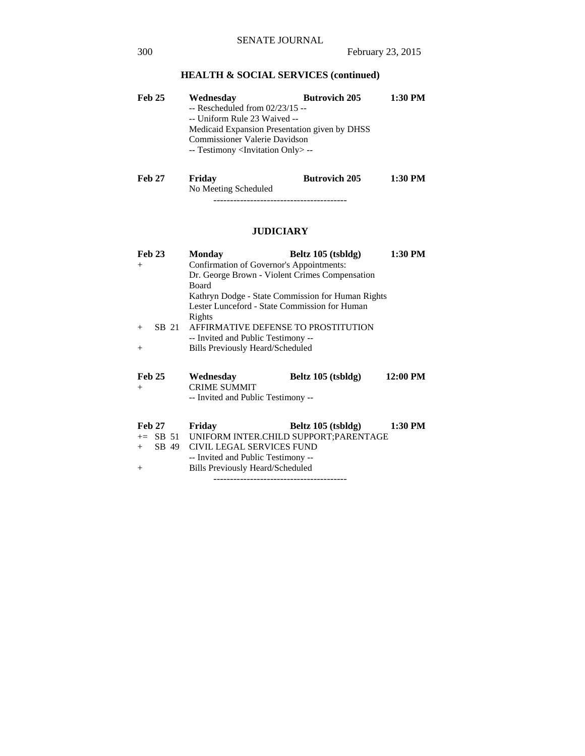## HEALTH & SOCIAL SERVICES (continued)

**Feb 25** **Wednesday** **Butrovich 205** **1:30 PM**
-- Rescheduled from 02/23/15 --
-- Uniform Rule 23 Waived --
Medicaid Expansion Presentation given by DHSS Commissioner Valerie Davidson
-- Testimony <Invitation Only> --

**Feb 27** **Friday** **Butrovich 205** **1:30 PM**
No Meeting Scheduled

----------------------------------------

## JUDICIARY

**Feb 23** **Monday** **Beltz 105 (tsbldg)** **1:30 PM**

+ Confirmation of Governor's Appointments:
  Dr. George Brown - Violent Crimes Compensation Board
  Kathryn Dodge - State Commission for Human Rights
  Lester Lunceford - State Commission for Human Rights
+ SB 21 AFFIRMATIVE DEFENSE TO PROSTITUTION
  -- Invited and Public Testimony --
+ Bills Previously Heard/Scheduled

**Feb 25** **Wednesday** **Beltz 105 (tsbldg)** **12:00 PM**

+ CRIME SUMMIT
  -- Invited and Public Testimony --

**Feb 27** **Friday** **Beltz 105 (tsbldg)** **1:30 PM**

+= SB 51 UNIFORM INTER.CHILD SUPPORT;PARENTAGE
+ SB 49 CIVIL LEGAL SERVICES FUND
  -- Invited and Public Testimony --
+ Bills Previously Heard/Scheduled

----------------------------------------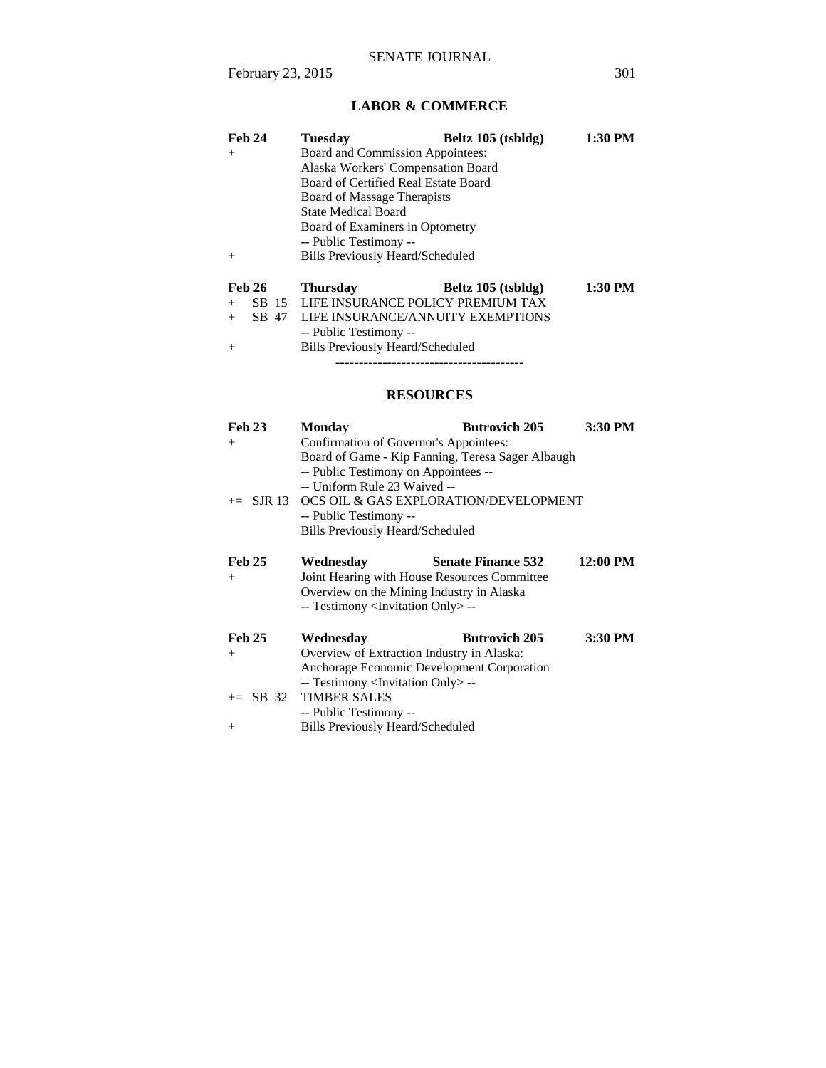## LABOR & COMMERCE

| | | | |
|---|---|---|---|
| **Feb 24** | **Tuesday** | **Beltz 105 (tsbldg)** | **1:30 PM** |
| + | Board and Commission Appointees: | | |
| | Alaska Workers' Compensation Board | | |
| | Board of Certified Real Estate Board | | |
| | Board of Massage Therapists | | |
| | State Medical Board | | |
| | Board of Examiners in Optometry | | |
| | -- Public Testimony -- | | |
| + | Bills Previously Heard/Scheduled | | |

| | | | |
|---|---|---|---|
| **Feb 26** | **Thursday** | **Beltz 105 (tsbldg)** | **1:30 PM** |
| + SB 15 | LIFE INSURANCE POLICY PREMIUM TAX | | |
| + SB 47 | LIFE INSURANCE/ANNUITY EXEMPTIONS | | |
| | -- Public Testimony -- | | |
| + | Bills Previously Heard/Scheduled | | |

----------------------------------------

## RESOURCES

| | | | |
|---|---|---|---|
| **Feb 23** | **Monday** | **Butrovich 205** | **3:30 PM** |
| + | Confirmation of Governor's Appointees: | | |
| | Board of Game - Kip Fanning, Teresa Sager Albaugh | | |
| | -- Public Testimony on Appointees -- | | |
| | -- Uniform Rule 23 Waived -- | | |
| += SJR 13 | OCS OIL & GAS EXPLORATION/DEVELOPMENT | | |
| | -- Public Testimony -- | | |
| | Bills Previously Heard/Scheduled | | |

| | | | |
|---|---|---|---|
| **Feb 25** | **Wednesday** | **Senate Finance 532** | **12:00 PM** |
| + | Joint Hearing with House Resources Committee | | |
| | Overview on the Mining Industry in Alaska | | |
| | -- Testimony <Invitation Only> -- | | |

| | | | |
|---|---|---|---|
| **Feb 25** | **Wednesday** | **Butrovich 205** | **3:30 PM** |
| + | Overview of Extraction Industry in Alaska: | | |
| | Anchorage Economic Development Corporation | | |
| | -- Testimony <Invitation Only> -- | | |
| += SB 32 | TIMBER SALES | | |
| | -- Public Testimony -- | | |
| + | Bills Previously Heard/Scheduled | | |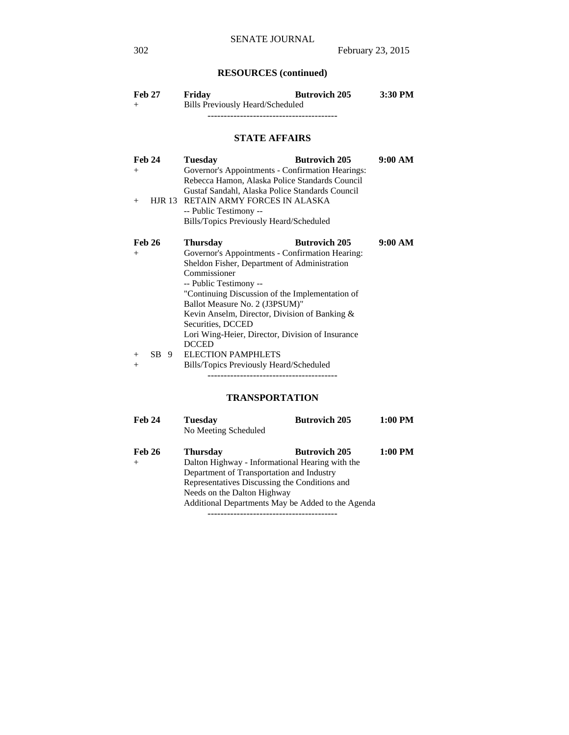## RESOURCES (continued)

**Feb 27** **Friday** **Butrovich 205** **3:30 PM**

\+ Bills Previously Heard/Scheduled

----------------------------------------

## STATE AFFAIRS

**Feb 24** **Tuesday** **Butrovich 205** **9:00 AM**

\+ Governor's Appointments - Confirmation Hearings:
Rebecca Hamon, Alaska Police Standards Council
Gustaf Sandahl, Alaska Police Standards Council

\+ HJR 13 RETAIN ARMY FORCES IN ALASKA
-- Public Testimony --
Bills/Topics Previously Heard/Scheduled

**Feb 26** **Thursday** **Butrovich 205** **9:00 AM**

\+ Governor's Appointments - Confirmation Hearing:
Sheldon Fisher, Department of Administration Commissioner
-- Public Testimony --
"Continuing Discussion of the Implementation of Ballot Measure No. 2 (J3PSUM)"
Kevin Anselm, Director, Division of Banking & Securities, DCCED
Lori Wing-Heier, Director, Division of Insurance DCCED

\+ SB 9 ELECTION PAMPHLETS

\+ Bills/Topics Previously Heard/Scheduled

----------------------------------------

## TRANSPORTATION

**Feb 24** **Tuesday** **Butrovich 205** **1:00 PM**

No Meeting Scheduled

**Feb 26** **Thursday** **Butrovich 205** **1:00 PM**

\+ Dalton Highway - Informational Hearing with the Department of Transportation and Industry Representatives Discussing the Conditions and Needs on the Dalton Highway
Additional Departments May be Added to the Agenda

----------------------------------------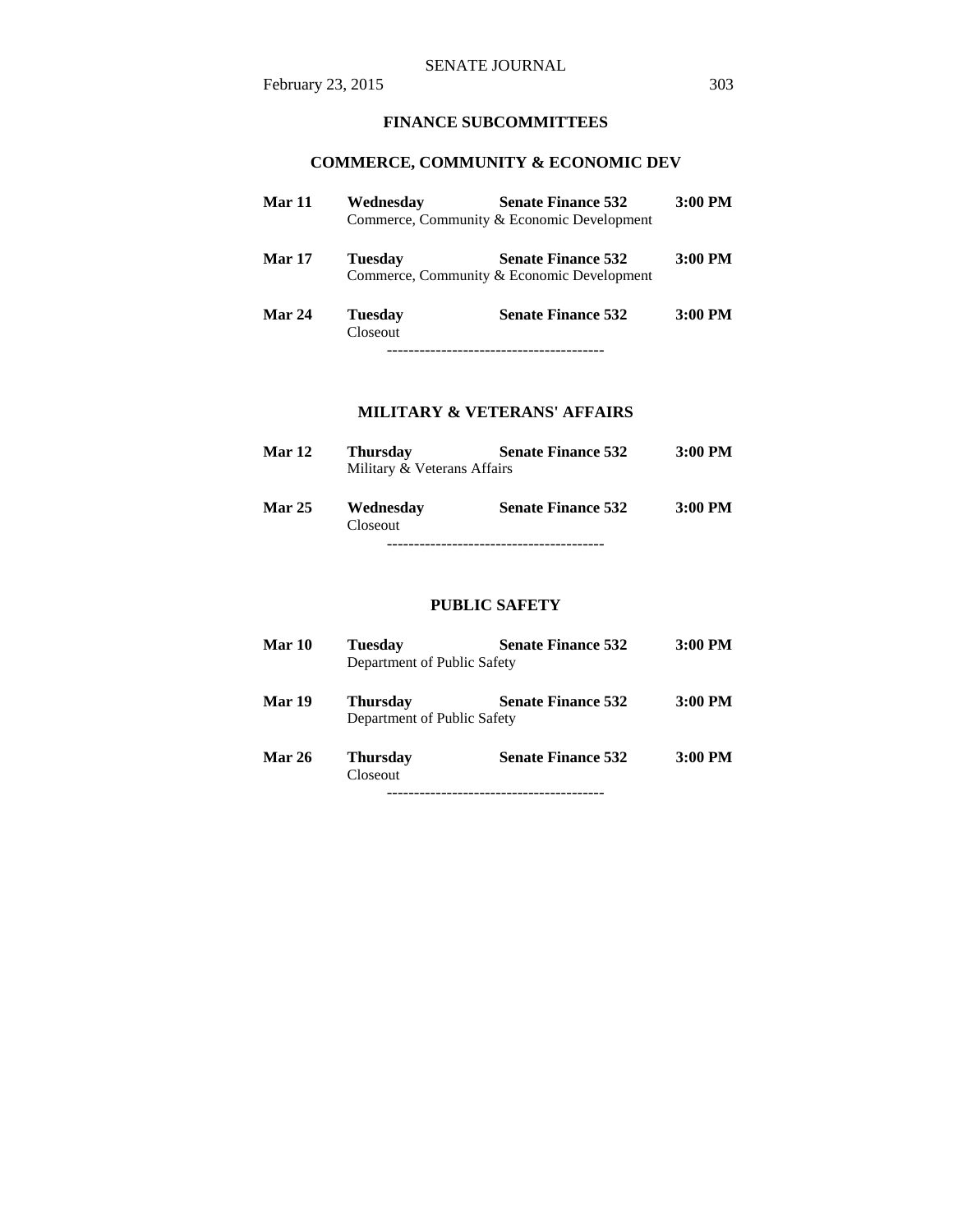## FINANCE SUBCOMMITTEES

### COMMERCE, COMMUNITY & ECONOMIC DEV

**Mar 11** **Wednesday** **Senate Finance 532** **3:00 PM**
Commerce, Community & Economic Development

**Mar 17** **Tuesday** **Senate Finance 532** **3:00 PM**
Commerce, Community & Economic Development

**Mar 24** **Tuesday** **Senate Finance 532** **3:00 PM**
Closeout

----------------------------------------

### MILITARY & VETERANS' AFFAIRS

**Mar 12** **Thursday** **Senate Finance 532** **3:00 PM**
Military & Veterans Affairs

**Mar 25** **Wednesday** **Senate Finance 532** **3:00 PM**
Closeout

----------------------------------------

### PUBLIC SAFETY

**Mar 10** **Tuesday** **Senate Finance 532** **3:00 PM**
Department of Public Safety

**Mar 19** **Thursday** **Senate Finance 532** **3:00 PM**
Department of Public Safety

**Mar 26** **Thursday** **Senate Finance 532** **3:00 PM**
Closeout

----------------------------------------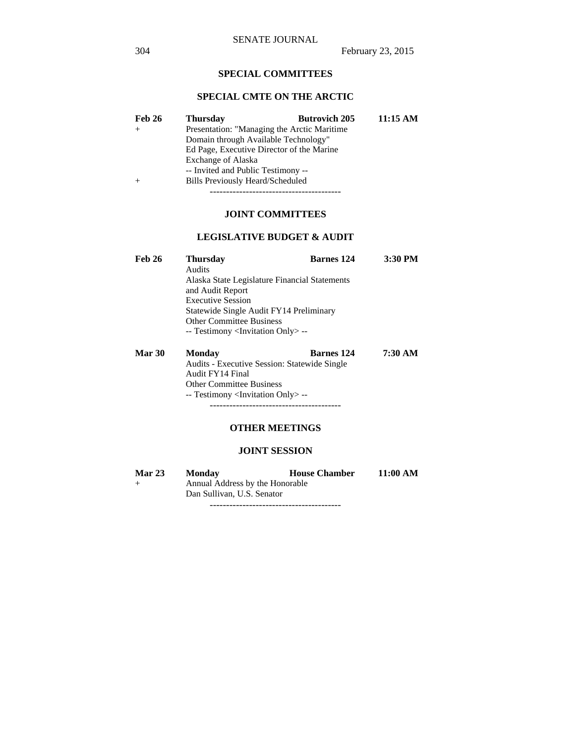## SPECIAL COMMITTEES

### SPECIAL CMTE ON THE ARCTIC

**Feb 26** **Thursday** **Butrovich 205** **11:15 AM**

+ Presentation: "Managing the Arctic Maritime Domain through Available Technology"
  Ed Page, Executive Director of the Marine Exchange of Alaska
  -- Invited and Public Testimony --
+ Bills Previously Heard/Scheduled

----------------------------------------

## JOINT COMMITTEES

### LEGISLATIVE BUDGET & AUDIT

**Feb 26** **Thursday** **Barnes 124** **3:30 PM**

Audits
Alaska State Legislature Financial Statements and Audit Report
Executive Session
Statewide Single Audit FY14 Preliminary
Other Committee Business
-- Testimony <Invitation Only> --

**Mar 30** **Monday** **Barnes 124** **7:30 AM**

Audits - Executive Session: Statewide Single Audit FY14 Final
Other Committee Business
-- Testimony <Invitation Only> --

----------------------------------------

## OTHER MEETINGS

### JOINT SESSION

**Mar 23** **Monday** **House Chamber** **11:00 AM**

+ Annual Address by the Honorable Dan Sullivan, U.S. Senator

----------------------------------------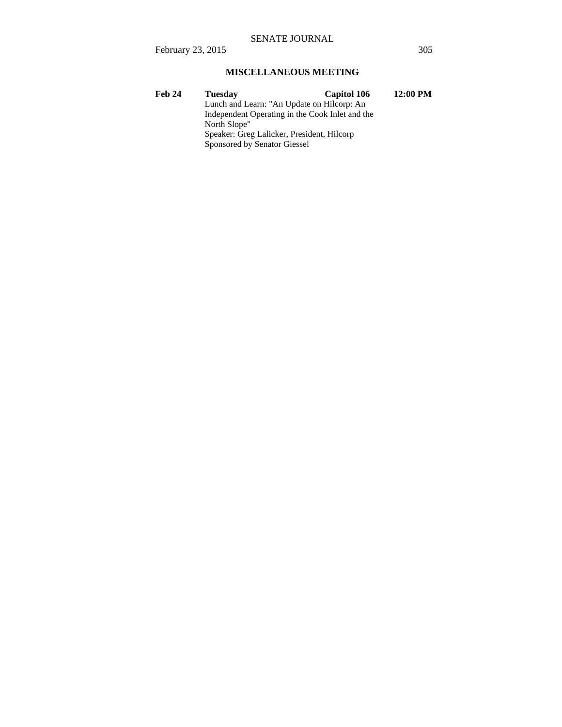## MISCELLANEOUS MEETING

**Feb 24** **Tuesday** **Capitol 106** **12:00 PM**

Lunch and Learn: "An Update on Hilcorp: An Independent Operating in the Cook Inlet and the North Slope"

Speaker: Greg Lalicker, President, Hilcorp

Sponsored by Senator Giessel